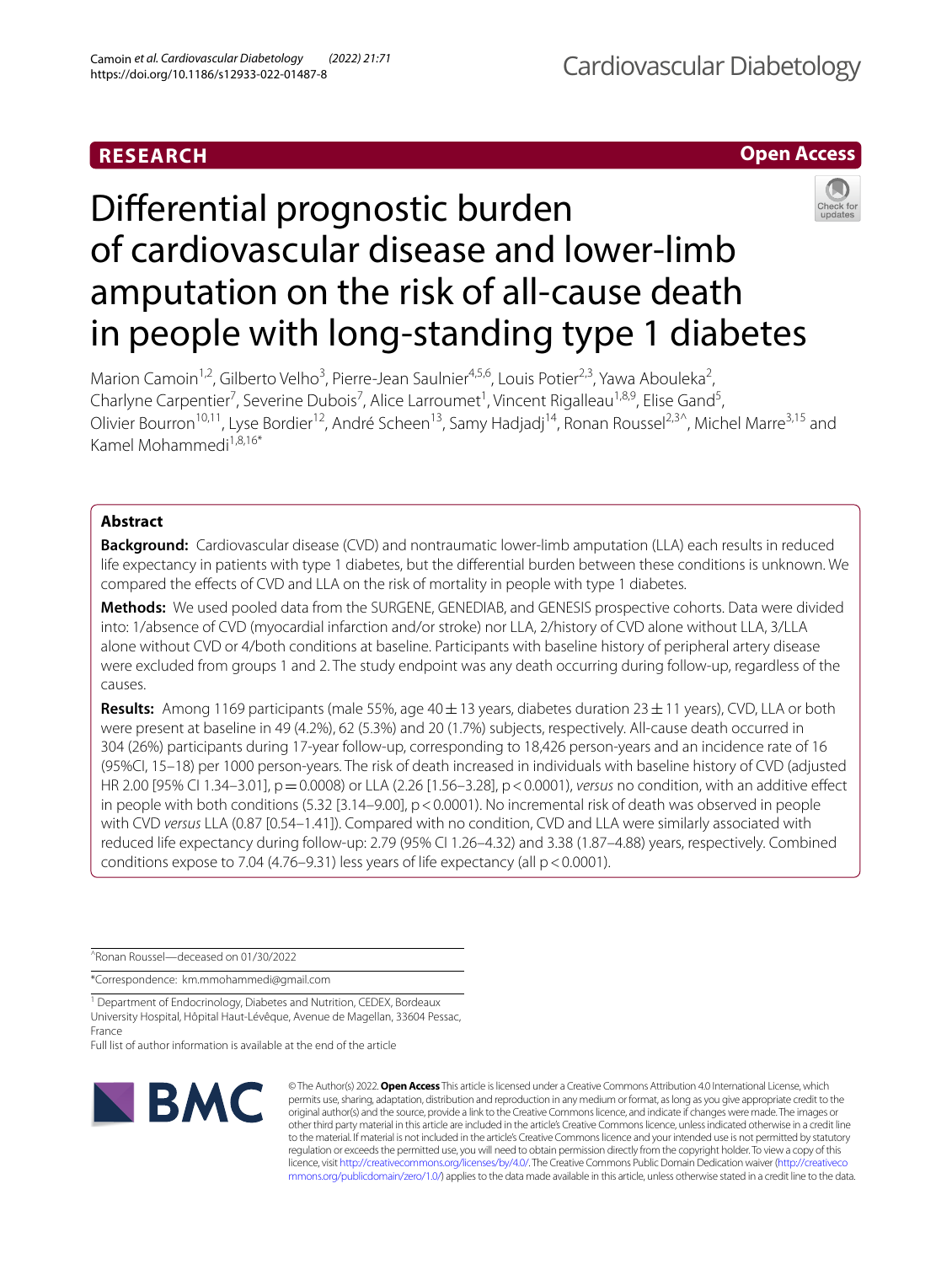**RESEARCH** **Open Access**

# Differential prognostic burden of cardiovascular disease and lower-limb amputation on the risk of all-cause death in people with long-standing type 1 diabetes

Marion Camoin[1,2], Gilberto Velho[3], Pierre-Jean Saulnier[4,5,6], Louis Potier[2,3], Yawa Abouleka[2], Charlyne Carpentier[7], Severine Dubois[7], Alice Larroumet[1], Vincent Rigalleau[1,8,9], Elise Gand[5], Olivier Bourron[10,11], Lyse Bordier[12], André Scheen[13], Samy Hadjadj[14], Ronan Roussel[2,3^], Michel Marre[3,15] and Kamel Mohammedi[1,8,16*]

## Abstract

**Background:** Cardiovascular disease (CVD) and nontraumatic lower-limb amputation (LLA) each results in reduced life expectancy in patients with type 1 diabetes, but the differential burden between these conditions is unknown. We compared the effects of CVD and LLA on the risk of mortality in people with type 1 diabetes.

**Methods:** We used pooled data from the SURGENE, GENEDIAB, and GENESIS prospective cohorts. Data were divided into: 1/absence of CVD (myocardial infarction and/or stroke) nor LLA, 2/history of CVD alone without LLA, 3/LLA alone without CVD or 4/both conditions at baseline. Participants with baseline history of peripheral artery disease were excluded from groups 1 and 2. The study endpoint was any death occurring during follow-up, regardless of the causes.

**Results:** Among 1169 participants (male 55%, age 40 ± 13 years, diabetes duration 23 ± 11 years), CVD, LLA or both were present at baseline in 49 (4.2%), 62 (5.3%) and 20 (1.7%) subjects, respectively. All-cause death occurred in 304 (26%) participants during 17-year follow-up, corresponding to 18,426 person-years and an incidence rate of 16 (95%CI, 15–18) per 1000 person-years. The risk of death increased in individuals with baseline history of CVD (adjusted HR 2.00 [95% CI 1.34–3.01], $p = 0.0008$) or LLA (2.26 [1.56–3.28], $p < 0.0001$), *versus* no condition, with an additive effect in people with both conditions (5.32 [3.14–9.00], $p < 0.0001$). No incremental risk of death was observed in people with CVD *versus* LLA (0.87 [0.54–1.41]). Compared with no condition, CVD and LLA were similarly associated with reduced life expectancy during follow-up: 2.79 (95% CI 1.26–4.32) and 3.38 (1.87–4.88) years, respectively. Combined conditions expose to 7.04 (4.76–9.31) less years of life expectancy (all $p < 0.0001$).

^Ronan Roussel—deceased on 01/30/2022

*Correspondence: km.mmohammedi@gmail.com

[1] Department of Endocrinology, Diabetes and Nutrition, CEDEX, Bordeaux University Hospital, Hôpital Haut-Lévêque, Avenue de Magellan, 33604 Pessac, France

Full list of author information is available at the end of the article

© The Author(s) 2022. **Open Access** This article is licensed under a Creative Commons Attribution 4.0 International License, which permits use, sharing, adaptation, distribution and reproduction in any medium or format, as long as you give appropriate credit to the original author(s) and the source, provide a link to the Creative Commons licence, and indicate if changes were made. The images or other third party material in this article are included in the article's Creative Commons licence, unless indicated otherwise in a credit line to the material. If material is not included in the article's Creative Commons licence and your intended use is not permitted by statutory regulation or exceeds the permitted use, you will need to obtain permission directly from the copyright holder. To view a copy of this licence, visit http://creativecommons.org/licenses/by/4.0/. The Creative Commons Public Domain Dedication waiver (http://creativecommons.org/publicdomain/zero/1.0/) applies to the data made available in this article, unless otherwise stated in a credit line to the data.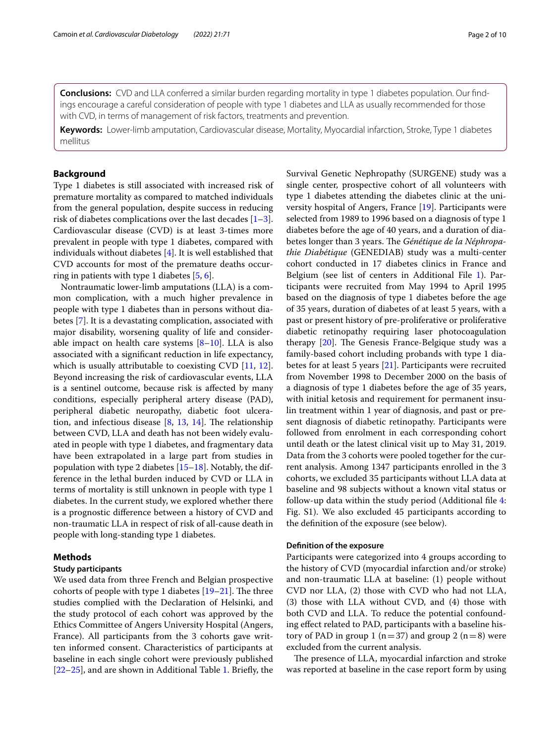**Conclusions:** CVD and LLA conferred a similar burden regarding mortality in type 1 diabetes population. Our findings encourage a careful consideration of people with type 1 diabetes and LLA as usually recommended for those with CVD, in terms of management of risk factors, treatments and prevention.

**Keywords:** Lower-limb amputation, Cardiovascular disease, Mortality, Myocardial infarction, Stroke, Type 1 diabetes mellitus

## Background

Type 1 diabetes is still associated with increased risk of premature mortality as compared to matched individuals from the general population, despite success in reducing risk of diabetes complications over the last decades [1–3]. Cardiovascular disease (CVD) is at least 3-times more prevalent in people with type 1 diabetes, compared with individuals without diabetes [4]. It is well established that CVD accounts for most of the premature deaths occurring in patients with type 1 diabetes [5, 6].

Nontraumatic lower-limb amputations (LLA) is a common complication, with a much higher prevalence in people with type 1 diabetes than in persons without diabetes [7]. It is a devastating complication, associated with major disability, worsening quality of life and considerable impact on health care systems [8–10]. LLA is also associated with a significant reduction in life expectancy, which is usually attributable to coexisting CVD [11, 12]. Beyond increasing the risk of cardiovascular events, LLA is a sentinel outcome, because risk is affected by many conditions, especially peripheral artery disease (PAD), peripheral diabetic neuropathy, diabetic foot ulceration, and infectious disease [8, 13, 14]. The relationship between CVD, LLA and death has not been widely evaluated in people with type 1 diabetes, and fragmentary data have been extrapolated in a large part from studies in population with type 2 diabetes [15–18]. Notably, the difference in the lethal burden induced by CVD or LLA in terms of mortality is still unknown in people with type 1 diabetes. In the current study, we explored whether there is a prognostic difference between a history of CVD and non-traumatic LLA in respect of risk of all-cause death in people with long-standing type 1 diabetes.

## Methods

### Study participants

We used data from three French and Belgian prospective cohorts of people with type 1 diabetes [19–21]. The three studies complied with the Declaration of Helsinki, and the study protocol of each cohort was approved by the Ethics Committee of Angers University Hospital (Angers, France). All participants from the 3 cohorts gave written informed consent. Characteristics of participants at baseline in each single cohort were previously published [22–25], and are shown in Additional Table 1. Briefly, the Survival Genetic Nephropathy (SURGENE) study was a single center, prospective cohort of all volunteers with type 1 diabetes attending the diabetes clinic at the university hospital of Angers, France [19]. Participants were selected from 1989 to 1996 based on a diagnosis of type 1 diabetes before the age of 40 years, and a duration of diabetes longer than 3 years. The *Génétique de la Néphropathie Diabétique* (GENEDIAB) study was a multi-center cohort conducted in 17 diabetes clinics in France and Belgium (see list of centers in Additional File 1). Participants were recruited from May 1994 to April 1995 based on the diagnosis of type 1 diabetes before the age of 35 years, duration of diabetes of at least 5 years, with a past or present history of pre-proliferative or proliferative diabetic retinopathy requiring laser photocoagulation therapy [20]. The Genesis France-Belgique study was a family-based cohort including probands with type 1 diabetes for at least 5 years [21]. Participants were recruited from November 1998 to December 2000 on the basis of a diagnosis of type 1 diabetes before the age of 35 years, with initial ketosis and requirement for permanent insulin treatment within 1 year of diagnosis, and past or present diagnosis of diabetic retinopathy. Participants were followed from enrolment in each corresponding cohort until death or the latest clinical visit up to May 31, 2019. Data from the 3 cohorts were pooled together for the current analysis. Among 1347 participants enrolled in the 3 cohorts, we excluded 35 participants without LLA data at baseline and 98 subjects without a known vital status or follow-up data within the study period (Additional file 4: Fig. S1). We also excluded 45 participants according to the definition of the exposure (see below).

### Definition of the exposure

Participants were categorized into 4 groups according to the history of CVD (myocardial infarction and/or stroke) and non-traumatic LLA at baseline: (1) people without CVD nor LLA, (2) those with CVD who had not LLA, (3) those with LLA without CVD, and (4) those with both CVD and LLA. To reduce the potential confounding effect related to PAD, participants with a baseline history of PAD in group 1 ($n=37$) and group 2 ($n=8$) were excluded from the current analysis.

The presence of LLA, myocardial infarction and stroke was reported at baseline in the case report form by using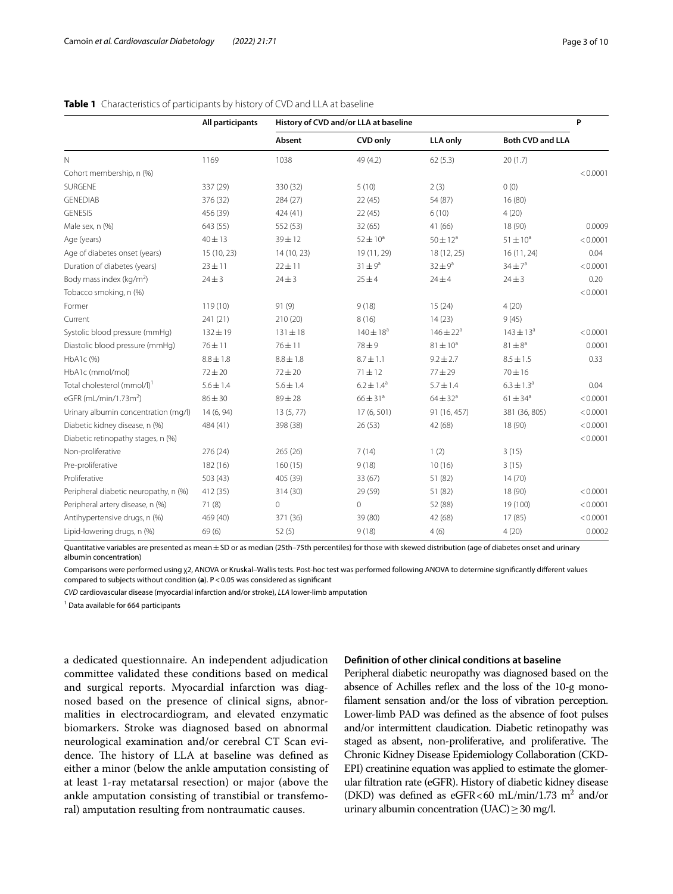**Table 1** Characteristics of participants by history of CVD and LLA at baseline

| | All participants | History of CVD and/or LLA at baseline | | | | P |
|---|---|---|---|---|---|---|
| | | Absent | CVD only | LLA only | Both CVD and LLA | |
| N | 1169 | 1038 | 49 (4.2) | 62 (5.3) | 20 (1.7) | |
| Cohort membership, n (%) | | | | | | < 0.0001 |
| SURGENE | 337 (29) | 330 (32) | 5 (10) | 2 (3) | 0 (0) | |
| GENEDIAB | 376 (32) | 284 (27) | 22 (45) | 54 (87) | 16 (80) | |
| GENESIS | 456 (39) | 424 (41) | 22 (45) | 6 (10) | 4 (20) | |
| Male sex, n (%) | 643 (55) | 552 (53) | 32 (65) | 41 (66) | 18 (90) | 0.0009 |
| Age (years) | 40 ± 13 | 39 ± 12 | 52 ± 10[a] | 50 ± 12[a] | 51 ± 10[a] | < 0.0001 |
| Age of diabetes onset (years) | 15 (10, 23) | 14 (10, 23) | 19 (11, 29) | 18 (12, 25) | 16 (11, 24) | 0.04 |
| Duration of diabetes (years) | 23 ± 11 | 22 ± 11 | 31 ± 9[a] | 32 ± 9[a] | 34 ± 7[a] | < 0.0001 |
| Body mass index (kg/m$^2$) | 24 ± 3 | 24 ± 3 | 25 ± 4 | 24 ± 4 | 24 ± 3 | 0.20 |
| Tobacco smoking, n (%) | | | | | | < 0.0001 |
| Former | 119 (10) | 91 (9) | 9 (18) | 15 (24) | 4 (20) | |
| Current | 241 (21) | 210 (20) | 8 (16) | 14 (23) | 9 (45) | |
| Systolic blood pressure (mmHg) | 132 ± 19 | 131 ± 18 | 140 ± 18[a] | 146 ± 22[a] | 143 ± 13[a] | < 0.0001 |
| Diastolic blood pressure (mmHg) | 76 ± 11 | 76 ± 11 | 78 ± 9 | 81 ± 10[a] | 81 ± 8[a] | 0.0001 |
| HbA1c (%) | 8.8 ± 1.8 | 8.8 ± 1.8 | 8.7 ± 1.1 | 9.2 ± 2.7 | 8.5 ± 1.5 | 0.33 |
| HbA1c (mmol/mol) | 72 ± 20 | 72 ± 20 | 71 ± 12 | 77 ± 29 | 70 ± 16 | |
| Total cholesterol (mmol/l)[1] | 5.6 ± 1.4 | 5.6 ± 1.4 | 6.2 ± 1.4[a] | 5.7 ± 1.4 | 6.3 ± 1.3[a] | 0.04 |
| eGFR (mL/min/1.73m$^2$) | 86 ± 30 | 89 ± 28 | 66 ± 31[a] | 64 ± 32[a] | 61 ± 34[a] | < 0.0001 |
| Urinary albumin concentration (mg/l) | 14 (6, 94) | 13 (5, 77) | 17 (6, 501) | 91 (16, 457) | 381 (36, 805) | < 0.0001 |
| Diabetic kidney disease, n (%) | 484 (41) | 398 (38) | 26 (53) | 42 (68) | 18 (90) | < 0.0001 |
| Diabetic retinopathy stages, n (%) | | | | | | < 0.0001 |
| Non-proliferative | 276 (24) | 265 (26) | 7 (14) | 1 (2) | 3 (15) | |
| Pre-proliferative | 182 (16) | 160 (15) | 9 (18) | 10 (16) | 3 (15) | |
| Proliferative | 503 (43) | 405 (39) | 33 (67) | 51 (82) | 14 (70) | |
| Peripheral diabetic neuropathy, n (%) | 412 (35) | 314 (30) | 29 (59) | 51 (82) | 18 (90) | < 0.0001 |
| Peripheral artery disease, n (%) | 71 (8) | 0 | 0 | 52 (88) | 19 (100) | < 0.0001 |
| Antihypertensive drugs, n (%) | 469 (40) | 371 (36) | 39 (80) | 42 (68) | 17 (85) | < 0.0001 |
| Lipid-lowering drugs, n (%) | 69 (6) | 52 (5) | 9 (18) | 4 (6) | 4 (20) | 0.0002 |

Quantitative variables are presented as mean ± SD or as median (25th–75th percentiles) for those with skewed distribution (age of diabetes onset and urinary albumin concentration)

Comparisons were performed using χ2, ANOVA or Kruskal–Wallis tests. Post-hoc test was performed following ANOVA to determine significantly different values compared to subjects without condition (**a**). P < 0.05 was considered as significant

*CVD* cardiovascular disease (myocardial infarction and/or stroke), *LLA* lower-limb amputation

[1] Data available for 664 participants

a dedicated questionnaire. An independent adjudication committee validated these conditions based on medical and surgical reports. Myocardial infarction was diagnosed based on the presence of clinical signs, abnormalities in electrocardiogram, and elevated enzymatic biomarkers. Stroke was diagnosed based on abnormal neurological examination and/or cerebral CT Scan evidence. The history of LLA at baseline was defined as either a minor (below the ankle amputation consisting of at least 1-ray metatarsal resection) or major (above the ankle amputation consisting of transtibial or transfemoral) amputation resulting from nontraumatic causes.

### Definition of other clinical conditions at baseline

Peripheral diabetic neuropathy was diagnosed based on the absence of Achilles reflex and the loss of the 10-g monofilament sensation and/or the loss of vibration perception. Lower-limb PAD was defined as the absence of foot pulses and/or intermittent claudication. Diabetic retinopathy was staged as absent, non-proliferative, and proliferative. The Chronic Kidney Disease Epidemiology Collaboration (CKD-EPI) creatinine equation was applied to estimate the glomerular filtration rate (eGFR). History of diabetic kidney disease (DKD) was defined as eGFR < 60 mL/min/1.73 m$^2$ and/or urinary albumin concentration (UAC) ≥ 30 mg/l.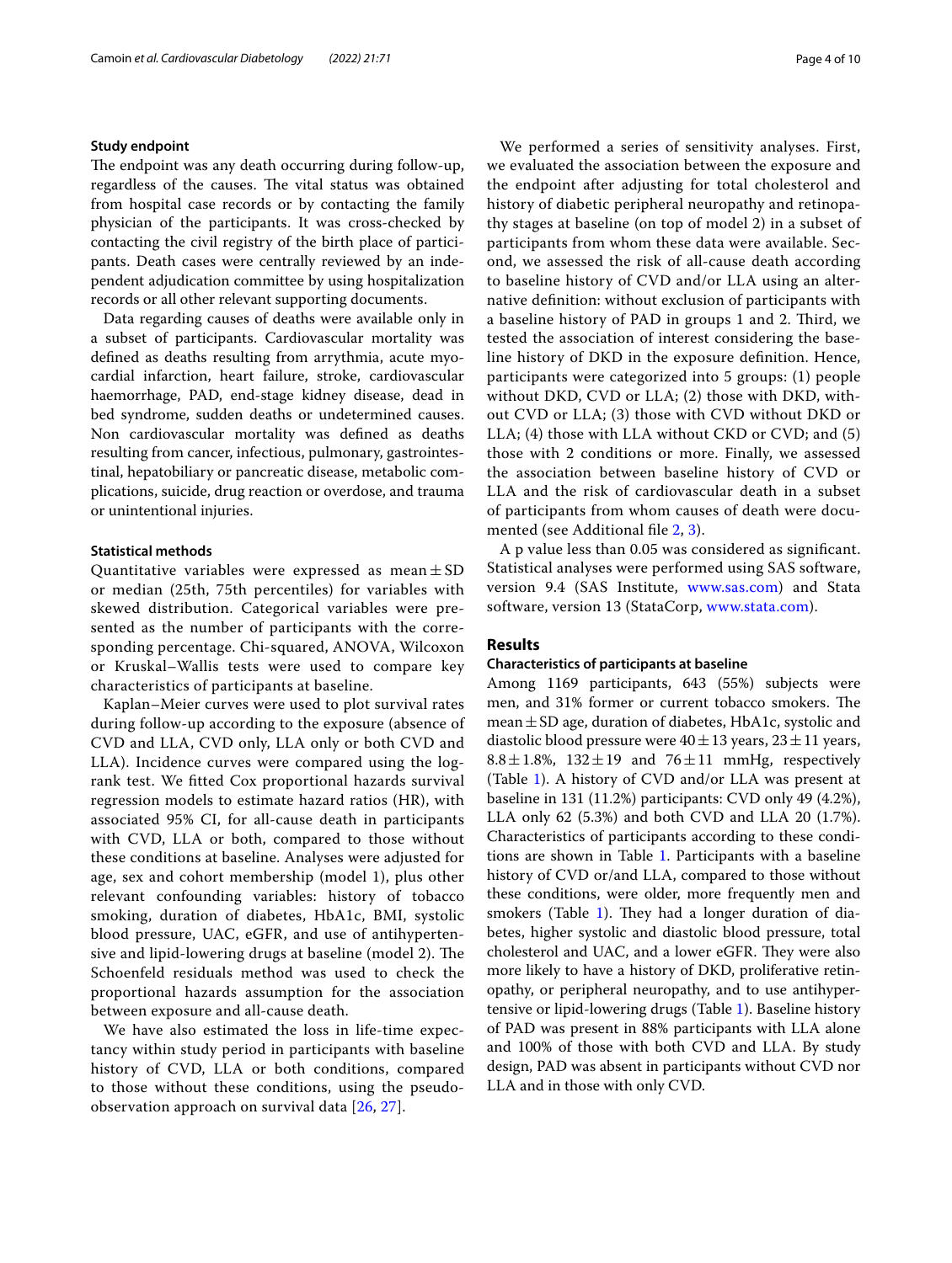### Study endpoint

The endpoint was any death occurring during follow-up, regardless of the causes. The vital status was obtained from hospital case records or by contacting the family physician of the participants. It was cross-checked by contacting the civil registry of the birth place of participants. Death cases were centrally reviewed by an independent adjudication committee by using hospitalization records or all other relevant supporting documents.

Data regarding causes of deaths were available only in a subset of participants. Cardiovascular mortality was defined as deaths resulting from arrythmia, acute myocardial infarction, heart failure, stroke, cardiovascular haemorrhage, PAD, end-stage kidney disease, dead in bed syndrome, sudden deaths or undetermined causes. Non cardiovascular mortality was defined as deaths resulting from cancer, infectious, pulmonary, gastrointestinal, hepatobiliary or pancreatic disease, metabolic complications, suicide, drug reaction or overdose, and trauma or unintentional injuries.

### Statistical methods

Quantitative variables were expressed as mean ± SD or median (25th, 75th percentiles) for variables with skewed distribution. Categorical variables were presented as the number of participants with the corresponding percentage. Chi-squared, ANOVA, Wilcoxon or Kruskal–Wallis tests were used to compare key characteristics of participants at baseline.

Kaplan–Meier curves were used to plot survival rates during follow-up according to the exposure (absence of CVD and LLA, CVD only, LLA only or both CVD and LLA). Incidence curves were compared using the log-rank test. We fitted Cox proportional hazards survival regression models to estimate hazard ratios (HR), with associated 95% CI, for all-cause death in participants with CVD, LLA or both, compared to those without these conditions at baseline. Analyses were adjusted for age, sex and cohort membership (model 1), plus other relevant confounding variables: history of tobacco smoking, duration of diabetes, HbA1c, BMI, systolic blood pressure, UAC, eGFR, and use of antihypertensive and lipid-lowering drugs at baseline (model 2). The Schoenfeld residuals method was used to check the proportional hazards assumption for the association between exposure and all-cause death.

We have also estimated the loss in life-time expectancy within study period in participants with baseline history of CVD, LLA or both conditions, compared to those without these conditions, using the pseudo-observation approach on survival data [26, 27].

We performed a series of sensitivity analyses. First, we evaluated the association between the exposure and the endpoint after adjusting for total cholesterol and history of diabetic peripheral neuropathy and retinopathy stages at baseline (on top of model 2) in a subset of participants from whom these data were available. Second, we assessed the risk of all-cause death according to baseline history of CVD and/or LLA using an alternative definition: without exclusion of participants with a baseline history of PAD in groups 1 and 2. Third, we tested the association of interest considering the baseline history of DKD in the exposure definition. Hence, participants were categorized into 5 groups: (1) people without DKD, CVD or LLA; (2) those with DKD, without CVD or LLA; (3) those with CVD without DKD or LLA; (4) those with LLA without CKD or CVD; and (5) those with 2 conditions or more. Finally, we assessed the association between baseline history of CVD or LLA and the risk of cardiovascular death in a subset of participants from whom causes of death were documented (see Additional file 2, 3).

A p value less than 0.05 was considered as significant. Statistical analyses were performed using SAS software, version 9.4 (SAS Institute, www.sas.com) and Stata software, version 13 (StataCorp, www.stata.com).

## Results

### Characteristics of participants at baseline

Among 1169 participants, 643 (55%) subjects were men, and 31% former or current tobacco smokers. The mean ± SD age, duration of diabetes, HbA1c, systolic and diastolic blood pressure were 40 ± 13 years, 23 ± 11 years, 8.8 ± 1.8%, 132 ± 19 and 76 ± 11 mmHg, respectively (Table 1). A history of CVD and/or LLA was present at baseline in 131 (11.2%) participants: CVD only 49 (4.2%), LLA only 62 (5.3%) and both CVD and LLA 20 (1.7%). Characteristics of participants according to these conditions are shown in Table 1. Participants with a baseline history of CVD or/and LLA, compared to those without these conditions, were older, more frequently men and smokers (Table 1). They had a longer duration of diabetes, higher systolic and diastolic blood pressure, total cholesterol and UAC, and a lower eGFR. They were also more likely to have a history of DKD, proliferative retinopathy, or peripheral neuropathy, and to use antihypertensive or lipid-lowering drugs (Table 1). Baseline history of PAD was present in 88% participants with LLA alone and 100% of those with both CVD and LLA. By study design, PAD was absent in participants without CVD nor LLA and in those with only CVD.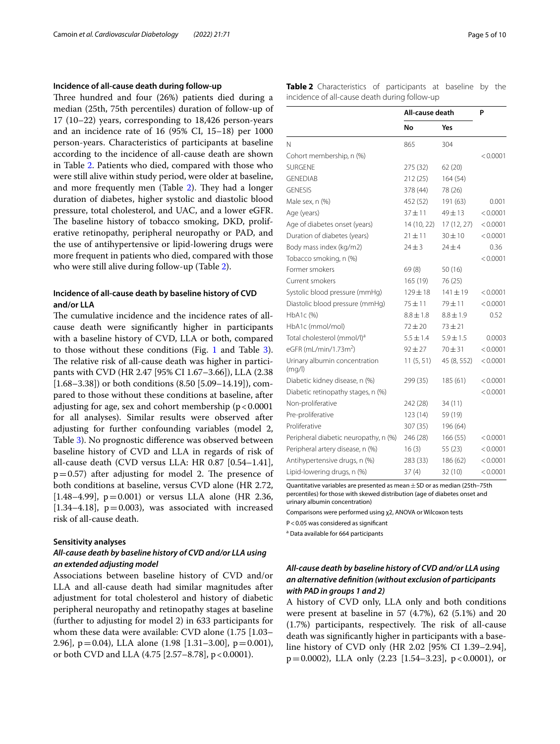### Incidence of all-cause death during follow-up

Three hundred and four (26%) patients died during a median (25th, 75th percentiles) duration of follow-up of 17 (10–22) years, corresponding to 18,426 person-years and an incidence rate of 16 (95% CI, 15–18) per 1000 person-years. Characteristics of participants at baseline according to the incidence of all-cause death are shown in Table 2. Patients who died, compared with those who were still alive within study period, were older at baseline, and more frequently men (Table 2). They had a longer duration of diabetes, higher systolic and diastolic blood pressure, total cholesterol, and UAC, and a lower eGFR. The baseline history of tobacco smoking, DKD, proliferative retinopathy, peripheral neuropathy or PAD, and the use of antihypertensive or lipid-lowering drugs were more frequent in patients who died, compared with those who were still alive during follow-up (Table 2).

### Incidence of all-cause death by baseline history of CVD and/or LLA

The cumulative incidence and the incidence rates of all-cause death were significantly higher in participants with a baseline history of CVD, LLA or both, compared to those without these conditions (Fig. 1 and Table 3). The relative risk of all-cause death was higher in participants with CVD (HR 2.47 [95% CI 1.67–3.66]), LLA (2.38 [1.68–3.38]) or both conditions (8.50 [5.09–14.19]), compared to those without these conditions at baseline, after adjusting for age, sex and cohort membership ($p < 0.0001$ for all analyses). Similar results were observed after adjusting for further confounding variables (model 2, Table 3). No prognostic difference was observed between baseline history of CVD and LLA in regards of risk of all-cause death (CVD versus LLA: HR 0.87 [0.54–1.41], $p = 0.57$) after adjusting for model 2. The presence of both conditions at baseline, versus CVD alone (HR 2.72, [1.48–4.99], $p = 0.001$) or versus LLA alone (HR 2.36, [1.34–4.18], $p = 0.003$), was associated with increased risk of all-cause death.

### Sensitivity analyses

#### *All-cause death by baseline history of CVD and/or LLA using an extended adjusting model*

Associations between baseline history of CVD and/or LLA and all-cause death had similar magnitudes after adjustment for total cholesterol and history of diabetic peripheral neuropathy and retinopathy stages at baseline (further to adjusting for model 2) in 633 participants for whom these data were available: CVD alone (1.75 [1.03–2.96], $p = 0.04$), LLA alone (1.98 [1.31–3.00], $p = 0.001$), or both CVD and LLA (4.75 [2.57–8.78], $p < 0.0001$).

**Table 2** Characteristics of participants at baseline by the incidence of all-cause death during follow-up

| | All-cause death | | P |
|---|---|---|---|
| | No | Yes | |
| N | 865 | 304 | |
| Cohort membership, n (%) | | | < 0.0001 |
| SURGENE | 275 (32) | 62 (20) | |
| GENEDIAB | 212 (25) | 164 (54) | |
| GENESIS | 378 (44) | 78 (26) | |
| Male sex, n (%) | 452 (52) | 191 (63) | 0.001 |
| Age (years) | 37 ± 11 | 49 ± 13 | < 0.0001 |
| Age of diabetes onset (years) | 14 (10, 22) | 17 (12, 27) | < 0.0001 |
| Duration of diabetes (years) | 21 ± 11 | 30 ± 10 | < 0.0001 |
| Body mass index (kg/m2) | 24 ± 3 | 24 ± 4 | 0.36 |
| Tobacco smoking, n (%) | | | < 0.0001 |
| Former smokers | 69 (8) | 50 (16) | |
| Current smokers | 165 (19) | 76 (25) | |
| Systolic blood pressure (mmHg) | 129 ± 18 | 141 ± 19 | < 0.0001 |
| Diastolic blood pressure (mmHg) | 75 ± 11 | 79 ± 11 | < 0.0001 |
| HbA1c (%) | 8.8 ± 1.8 | 8.8 ± 1.9 | 0.52 |
| HbA1c (mmol/mol) | 72 ± 20 | 73 ± 21 | |
| Total cholesterol (mmol/l)[a] | 5.5 ± 1.4 | 5.9 ± 1.5 | 0.0003 |
| eGFR (mL/min/1.73m$^2$) | 92 ± 27 | 70 ± 31 | < 0.0001 |
| Urinary albumin concentration (mg/l) | 11 (5, 51) | 45 (8, 552) | < 0.0001 |
| Diabetic kidney disease, n (%) | 299 (35) | 185 (61) | < 0.0001 |
| Diabetic retinopathy stages, n (%) | | | < 0.0001 |
| Non-proliferative | 242 (28) | 34 (11) | |
| Pre-proliferative | 123 (14) | 59 (19) | |
| Proliferative | 307 (35) | 196 (64) | |
| Peripheral diabetic neuropathy, n (%) | 246 (28) | 166 (55) | < 0.0001 |
| Peripheral artery disease, n (%) | 16 (3) | 55 (23) | < 0.0001 |
| Antihypertensive drugs, n (%) | 283 (33) | 186 (62) | < 0.0001 |
| Lipid-lowering drugs, n (%) | 37 (4) | 32 (10) | < 0.0001 |

Quantitative variables are presented as mean ± SD or as median (25th–75th percentiles) for those with skewed distribution (age of diabetes onset and urinary albumin concentration)

Comparisons were performed using χ2, ANOVA or Wilcoxon tests

P < 0.05 was considered as significant

[a] Data available for 664 participants

#### *All-cause death by baseline history of CVD and/or LLA using an alternative definition (without exclusion of participants with PAD in groups 1 and 2)*

A history of CVD only, LLA only and both conditions were present at baseline in 57 (4.7%), 62 (5.1%) and 20 (1.7%) participants, respectively. The risk of all-cause death was significantly higher in participants with a baseline history of CVD only (HR 2.02 [95% CI 1.39–2.94], $p = 0.0002$), LLA only (2.23 [1.54–3.23], $p < 0.0001$), or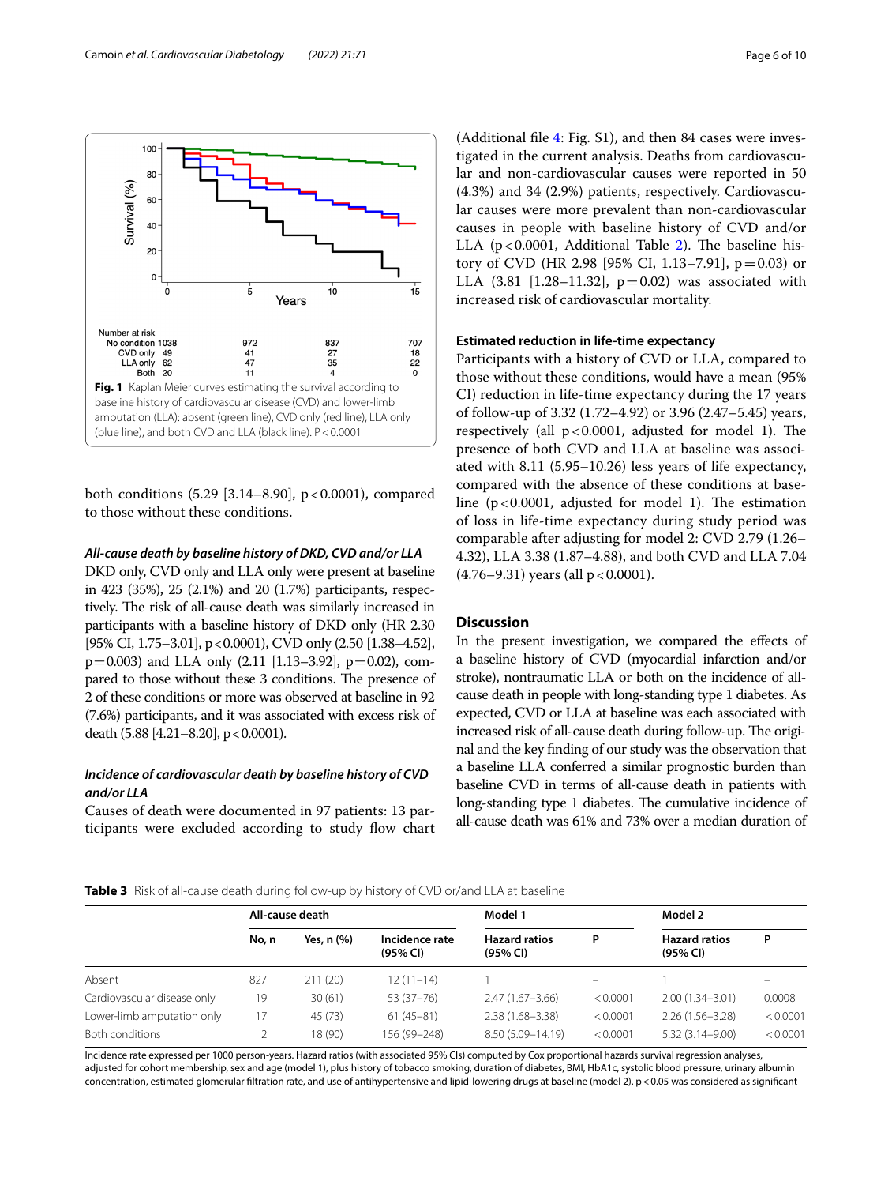100
80
60
40
20
0
Survival (%)
0
5
10
15
Years

Number at risk
No condition 1038 972 837 707
CVD only 49 41 27 18
LLA only 62 47 35 22
Both 20 11 4 0

**Fig. 1** Kaplan Meier curves estimating the survival according to baseline history of cardiovascular disease (CVD) and lower-limb amputation (LLA): absent (green line), CVD only (red line), LLA only (blue line), and both CVD and LLA (black line). P < 0.0001

both conditions (5.29 [3.14–8.90], p < 0.0001), compared to those without these conditions.

### *All-cause death by baseline history of DKD, CVD and/or LLA*

DKD only, CVD only and LLA only were present at baseline in 423 (35%), 25 (2.1%) and 20 (1.7%) participants, respectively. The risk of all-cause death was similarly increased in participants with a baseline history of DKD only (HR 2.30 [95% CI, 1.75–3.01], p < 0.0001), CVD only (2.50 [1.38–4.52], p = 0.003) and LLA only (2.11 [1.13–3.92], p = 0.02), compared to those without these 3 conditions. The presence of 2 of these conditions or more was observed at baseline in 92 (7.6%) participants, and it was associated with excess risk of death (5.88 [4.21–8.20], p < 0.0001).

### *Incidence of cardiovascular death by baseline history of CVD and/or LLA*

Causes of death were documented in 97 patients: 13 participants were excluded according to study flow chart (Additional file 4: Fig. S1), and then 84 cases were investigated in the current analysis. Deaths from cardiovascular and non-cardiovascular causes were reported in 50 (4.3%) and 34 (2.9%) patients, respectively. Cardiovascular causes were more prevalent than non-cardiovascular causes in people with baseline history of CVD and/or LLA (p < 0.0001, Additional Table 2). The baseline history of CVD (HR 2.98 [95% CI, 1.13–7.91], p = 0.03) or LLA (3.81 [1.28–11.32], p = 0.02) was associated with increased risk of cardiovascular mortality.

### Estimated reduction in life-time expectancy

Participants with a history of CVD or LLA, compared to those without these conditions, would have a mean (95% CI) reduction in life-time expectancy during the 17 years of follow-up of 3.32 (1.72–4.92) or 3.96 (2.47–5.45) years, respectively (all p < 0.0001, adjusted for model 1). The presence of both CVD and LLA at baseline was associated with 8.11 (5.95–10.26) less years of life expectancy, compared with the absence of these conditions at baseline (p < 0.0001, adjusted for model 1). The estimation of loss in life-time expectancy during study period was comparable after adjusting for model 2: CVD 2.79 (1.26–4.32), LLA 3.38 (1.87–4.88), and both CVD and LLA 7.04 (4.76–9.31) years (all p < 0.0001).

## Discussion

In the present investigation, we compared the effects of a baseline history of CVD (myocardial infarction and/or stroke), nontraumatic LLA or both on the incidence of all-cause death in people with long-standing type 1 diabetes. As expected, CVD or LLA at baseline was each associated with increased risk of all-cause death during follow-up. The original and the key finding of our study was the observation that a baseline LLA conferred a similar prognostic burden than baseline CVD in terms of all-cause death in patients with long-standing type 1 diabetes. The cumulative incidence of all-cause death was 61% and 73% over a median duration of

**Table 3** Risk of all-cause death during follow-up by history of CVD or/and LLA at baseline

| | All-cause death | | | Model 1 | | Model 2 | |
|---|---|---|---|---|---|---|---|
| | No, n | Yes, n (%) | Incidence rate (95% CI) | Hazard ratios (95% CI) | P | Hazard ratios (95% CI) | P |
| Absent | 827 | 211 (20) | 12 (11–14) | 1 | – | 1 | – |
| Cardiovascular disease only | 19 | 30 (61) | 53 (37–76) | 2.47 (1.67–3.66) | < 0.0001 | 2.00 (1.34–3.01) | 0.0008 |
| Lower-limb amputation only | 17 | 45 (73) | 61 (45–81) | 2.38 (1.68–3.38) | < 0.0001 | 2.26 (1.56–3.28) | < 0.0001 |
| Both conditions | 2 | 18 (90) | 156 (99–248) | 8.50 (5.09–14.19) | < 0.0001 | 5.32 (3.14–9.00) | < 0.0001 |

Incidence rate expressed per 1000 person-years. Hazard ratios (with associated 95% CIs) computed by Cox proportional hazards survival regression analyses, adjusted for cohort membership, sex and age (model 1), plus history of tobacco smoking, duration of diabetes, BMI, HbA1c, systolic blood pressure, urinary albumin concentration, estimated glomerular filtration rate, and use of antihypertensive and lipid-lowering drugs at baseline (model 2). p < 0.05 was considered as significant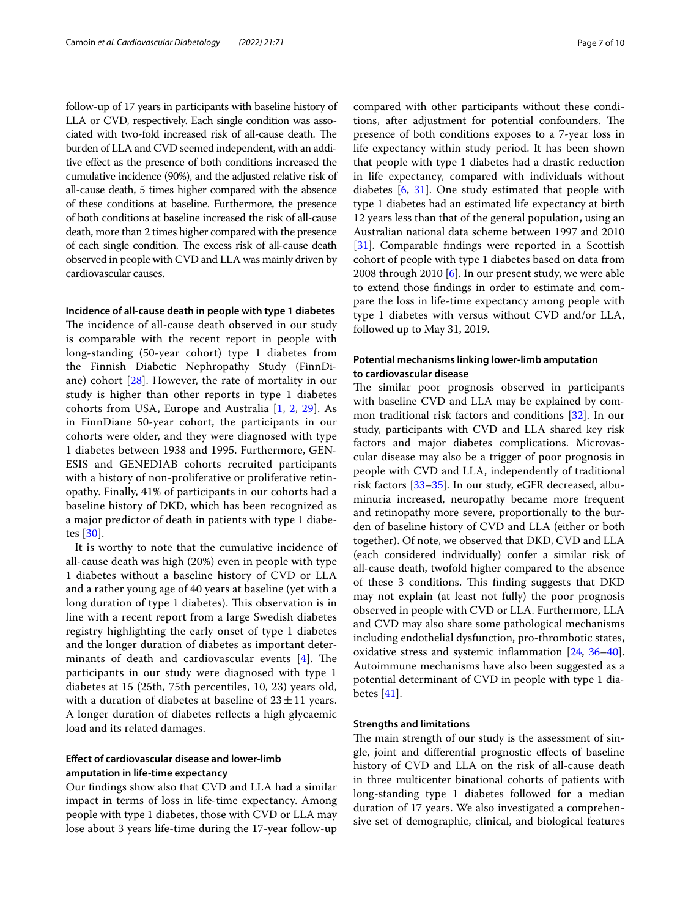follow-up of 17 years in participants with baseline history of LLA or CVD, respectively. Each single condition was associated with two-fold increased risk of all-cause death. The burden of LLA and CVD seemed independent, with an additive effect as the presence of both conditions increased the cumulative incidence (90%), and the adjusted relative risk of all-cause death, 5 times higher compared with the absence of these conditions at baseline. Furthermore, the presence of both conditions at baseline increased the risk of all-cause death, more than 2 times higher compared with the presence of each single condition. The excess risk of all-cause death observed in people with CVD and LLA was mainly driven by cardiovascular causes.

#### Incidence of all-cause death in people with type 1 diabetes

The incidence of all-cause death observed in our study is comparable with the recent report in people with long-standing (50-year cohort) type 1 diabetes from the Finnish Diabetic Nephropathy Study (FinnDiane) cohort [28]. However, the rate of mortality in our study is higher than other reports in type 1 diabetes cohorts from USA, Europe and Australia [1, 2, 29]. As in FinnDiane 50-year cohort, the participants in our cohorts were older, and they were diagnosed with type 1 diabetes between 1938 and 1995. Furthermore, GENESIS and GENEDIAB cohorts recruited participants with a history of non-proliferative or proliferative retinopathy. Finally, 41% of participants in our cohorts had a baseline history of DKD, which has been recognized as a major predictor of death in patients with type 1 diabetes [30].

It is worthy to note that the cumulative incidence of all-cause death was high (20%) even in people with type 1 diabetes without a baseline history of CVD or LLA and a rather young age of 40 years at baseline (yet with a long duration of type 1 diabetes). This observation is in line with a recent report from a large Swedish diabetes registry highlighting the early onset of type 1 diabetes and the longer duration of diabetes as important determinants of death and cardiovascular events [4]. The participants in our study were diagnosed with type 1 diabetes at 15 (25th, 75th percentiles, 10, 23) years old, with a duration of diabetes at baseline of $23 \pm 11$ years. A longer duration of diabetes reflects a high glycaemic load and its related damages.

#### Effect of cardiovascular disease and lower-limb amputation in life-time expectancy

Our findings show also that CVD and LLA had a similar impact in terms of loss in life-time expectancy. Among people with type 1 diabetes, those with CVD or LLA may lose about 3 years life-time during the 17-year follow-up compared with other participants without these conditions, after adjustment for potential confounders. The presence of both conditions exposes to a 7-year loss in life expectancy within study period. It has been shown that people with type 1 diabetes had a drastic reduction in life expectancy, compared with individuals without diabetes [6, 31]. One study estimated that people with type 1 diabetes had an estimated life expectancy at birth 12 years less than that of the general population, using an Australian national data scheme between 1997 and 2010 [31]. Comparable findings were reported in a Scottish cohort of people with type 1 diabetes based on data from 2008 through 2010 [6]. In our present study, we were able to extend those findings in order to estimate and compare the loss in life-time expectancy among people with type 1 diabetes with versus without CVD and/or LLA, followed up to May 31, 2019.

#### Potential mechanisms linking lower-limb amputation to cardiovascular disease

The similar poor prognosis observed in participants with baseline CVD and LLA may be explained by common traditional risk factors and conditions [32]. In our study, participants with CVD and LLA shared key risk factors and major diabetes complications. Microvascular disease may also be a trigger of poor prognosis in people with CVD and LLA, independently of traditional risk factors [33–35]. In our study, eGFR decreased, albuminuria increased, neuropathy became more frequent and retinopathy more severe, proportionally to the burden of baseline history of CVD and LLA (either or both together). Of note, we observed that DKD, CVD and LLA (each considered individually) confer a similar risk of all-cause death, twofold higher compared to the absence of these 3 conditions. This finding suggests that DKD may not explain (at least not fully) the poor prognosis observed in people with CVD or LLA. Furthermore, LLA and CVD may also share some pathological mechanisms including endothelial dysfunction, pro-thrombotic states, oxidative stress and systemic inflammation [24, 36–40]. Autoimmune mechanisms have also been suggested as a potential determinant of CVD in people with type 1 diabetes [41].

#### Strengths and limitations

The main strength of our study is the assessment of single, joint and differential prognostic effects of baseline history of CVD and LLA on the risk of all-cause death in three multicenter binational cohorts of patients with long-standing type 1 diabetes followed for a median duration of 17 years. We also investigated a comprehensive set of demographic, clinical, and biological features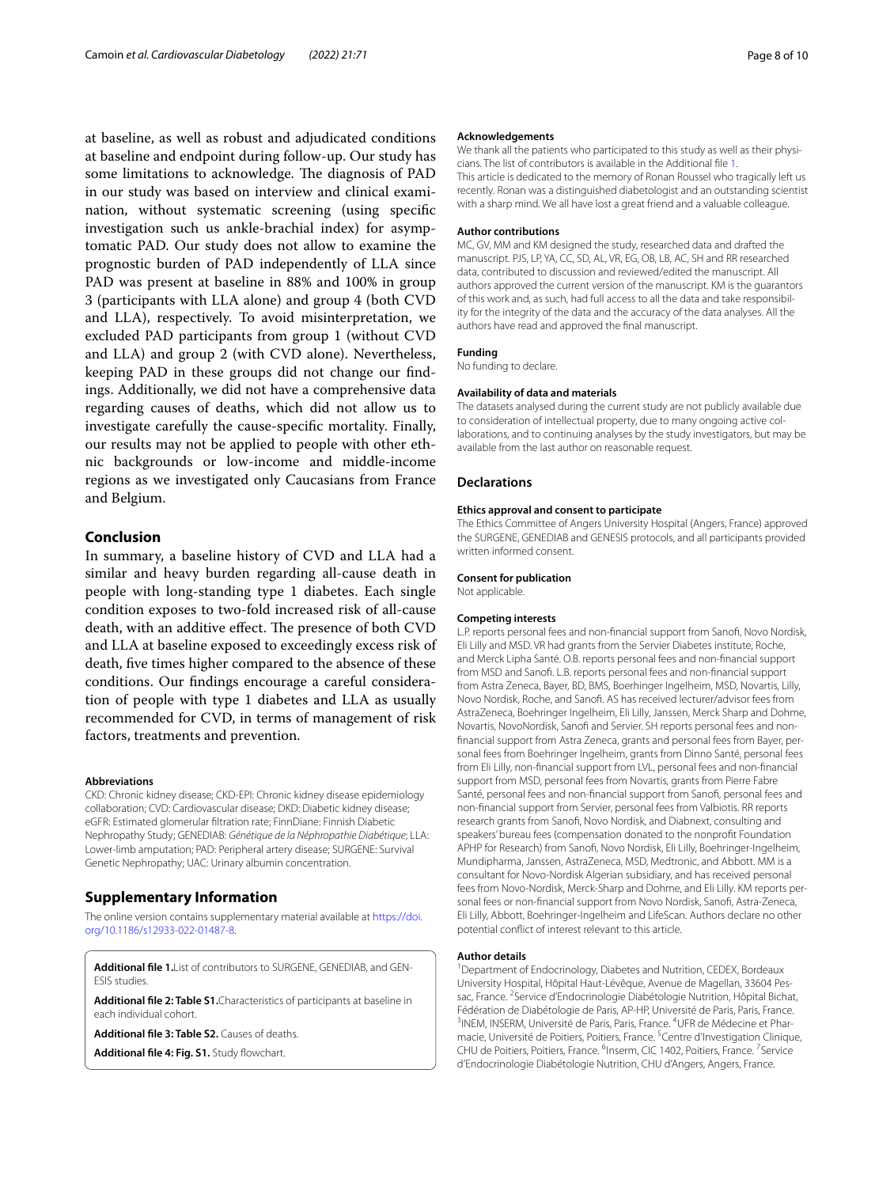at baseline, as well as robust and adjudicated conditions at baseline and endpoint during follow-up. Our study has some limitations to acknowledge. The diagnosis of PAD in our study was based on interview and clinical examination, without systematic screening (using specific investigation such us ankle-brachial index) for asymptomatic PAD. Our study does not allow to examine the prognostic burden of PAD independently of LLA since PAD was present at baseline in 88% and 100% in group 3 (participants with LLA alone) and group 4 (both CVD and LLA), respectively. To avoid misinterpretation, we excluded PAD participants from group 1 (without CVD and LLA) and group 2 (with CVD alone). Nevertheless, keeping PAD in these groups did not change our findings. Additionally, we did not have a comprehensive data regarding causes of deaths, which did not allow us to investigate carefully the cause-specific mortality. Finally, our results may not be applied to people with other ethnic backgrounds or low-income and middle-income regions as we investigated only Caucasians from France and Belgium.

## Conclusion

In summary, a baseline history of CVD and LLA had a similar and heavy burden regarding all-cause death in people with long-standing type 1 diabetes. Each single condition exposes to two-fold increased risk of all-cause death, with an additive effect. The presence of both CVD and LLA at baseline exposed to exceedingly excess risk of death, five times higher compared to the absence of these conditions. Our findings encourage a careful consideration of people with type 1 diabetes and LLA as usually recommended for CVD, in terms of management of risk factors, treatments and prevention.

#### Abbreviations

CKD: Chronic kidney disease; CKD-EPI: Chronic kidney disease epidemiology collaboration; CVD: Cardiovascular disease; DKD: Diabetic kidney disease; eGFR: Estimated glomerular filtration rate; FinnDiane: Finnish Diabetic Nephropathy Study; GENEDIAB: *Génétique de la Néphropathie Diabétique*; LLA: Lower-limb amputation; PAD: Peripheral artery disease; SURGENE: Survival Genetic Nephropathy; UAC: Urinary albumin concentration.

## Supplementary Information

The online version contains supplementary material available at https://doi.org/10.1186/s12933-022-01487-8.

**Additional file 1.** List of contributors to SURGENE, GENEDIAB, and GENESIS studies.

**Additional file 2: Table S1.** Characteristics of participants at baseline in each individual cohort.

**Additional file 3: Table S2.** Causes of deaths.

**Additional file 4: Fig. S1.** Study flowchart.

#### Acknowledgements

We thank all the patients who participated to this study as well as their physicians. The list of contributors is available in the Additional file 1.

This article is dedicated to the memory of Ronan Roussel who tragically left us recently. Ronan was a distinguished diabetologist and an outstanding scientist with a sharp mind. We all have lost a great friend and a valuable colleague.

#### Author contributions

MC, GV, MM and KM designed the study, researched data and drafted the manuscript. PJS, LP, YA, CC, SD, AL, VR, EG, OB, LB, AC, SH and RR researched data, contributed to discussion and reviewed/edited the manuscript. All authors approved the current version of the manuscript. KM is the guarantors of this work and, as such, had full access to all the data and take responsibility for the integrity of the data and the accuracy of the data analyses. All the authors have read and approved the final manuscript.

#### Funding

No funding to declare.

#### Availability of data and materials

The datasets analysed during the current study are not publicly available due to consideration of intellectual property, due to many ongoing active collaborations, and to continuing analyses by the study investigators, but may be available from the last author on reasonable request.

## Declarations

#### Ethics approval and consent to participate

The Ethics Committee of Angers University Hospital (Angers, France) approved the SURGENE, GENEDIAB and GENESIS protocols, and all participants provided written informed consent.

#### Consent for publication

Not applicable.

#### Competing interests

L.P. reports personal fees and non-financial support from Sanofi, Novo Nordisk, Eli Lilly and MSD. VR had grants from the Servier Diabetes institute, Roche, and Merck Lipha Santé. O.B. reports personal fees and non-financial support from MSD and Sanofi. L.B. reports personal fees and non-financial support from Astra Zeneca, Bayer, BD, BMS, Boerhinger Ingelheim, MSD, Novartis, Lilly, Novo Nordisk, Roche, and Sanofi. AS has received lecturer/advisor fees from AstraZeneca, Boehringer Ingelheim, Eli Lilly, Janssen, Merck Sharp and Dohme, Novartis, NovoNordisk, Sanofi and Servier. SH reports personal fees and non-financial support from Astra Zeneca, grants and personal fees from Bayer, personal fees from Boehringer Ingelheim, grants from Dinno Santé, personal fees from Eli Lilly, non-financial support from LVL, personal fees and non-financial support from MSD, personal fees from Novartis, grants from Pierre Fabre Santé, personal fees and non-financial support from Sanofi, personal fees and non-financial support from Servier, personal fees from Valbiotis. RR reports research grants from Sanofi, Novo Nordisk, and Diabnext, consulting and speakers' bureau fees (compensation donated to the nonprofit Foundation APHP for Research) from Sanofi, Novo Nordisk, Eli Lilly, Boehringer-Ingelheim, Mundipharma, Janssen, AstraZeneca, MSD, Medtronic, and Abbott. MM is a consultant for Novo-Nordisk Algerian subsidiary, and has received personal fees from Novo-Nordisk, Merck-Sharp and Dohme, and Eli Lilly. KM reports personal fees or non-financial support from Novo Nordisk, Sanofi, Astra-Zeneca, Eli Lilly, Abbott, Boehringer-Ingelheim and LifeScan. Authors declare no other potential conflict of interest relevant to this article.

#### Author details

[1]Department of Endocrinology, Diabetes and Nutrition, CEDEX, Bordeaux University Hospital, Hôpital Haut-Lévêque, Avenue de Magellan, 33604 Pessac, France. [2]Service d'Endocrinologie Diabétologie Nutrition, Hôpital Bichat, Fédération de Diabétologie de Paris, AP-HP, Université de Paris, Paris, France. [3]INEM, INSERM, Université de Paris, Paris, France. [4]UFR de Médecine et Pharmacie, Université de Poitiers, Poitiers, France. [5]Centre d'Investigation Clinique, CHU de Poitiers, Poitiers, France. [6]Inserm, CIC 1402, Poitiers, France. [7]Service d'Endocrinologie Diabétologie Nutrition, CHU d'Angers, Angers, France.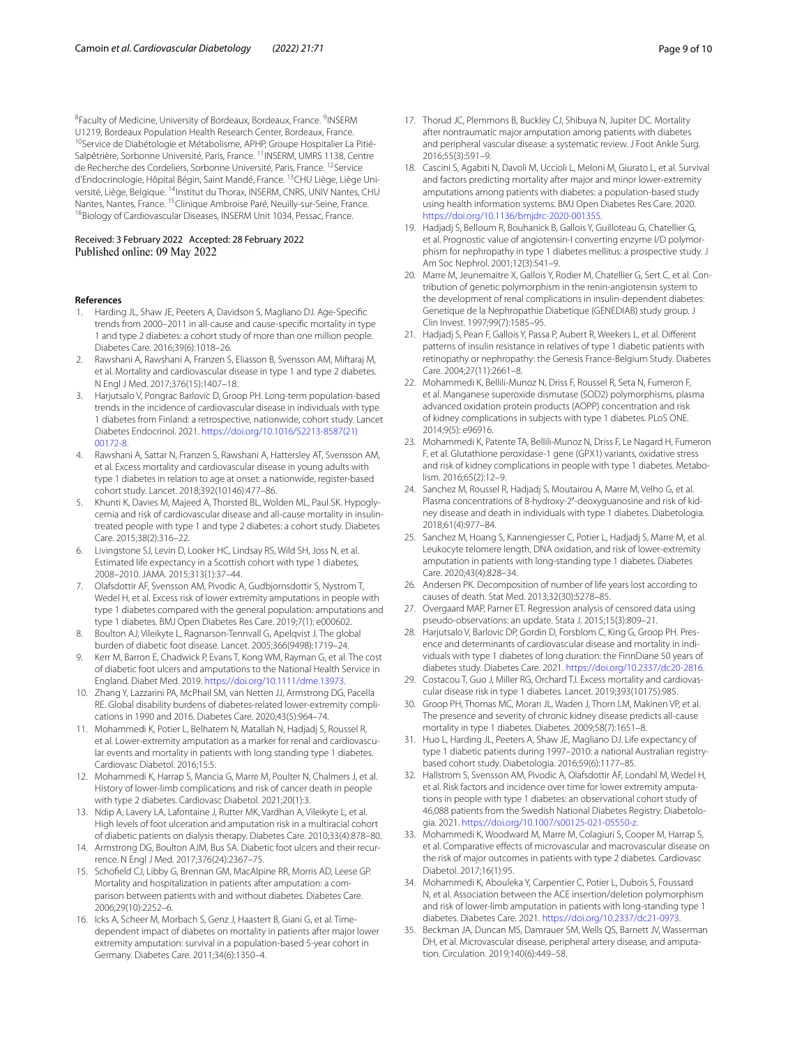[8]Faculty of Medicine, University of Bordeaux, Bordeaux, France. [9]INSERM U1219, Bordeaux Population Health Research Center, Bordeaux, France. [10]Service de Diabétologie et Métabolisme, APHP, Groupe Hospitalier La Pitié-Salpêtrière, Sorbonne Université, Paris, France. [11]INSERM, UMRS 1138, Centre de Recherche des Cordeliers, Sorbonne Université, Paris, France. [12]Service d'Endocrinologie, Hôpital Bégin, Saint Mandé, France. [13]CHU Liège, Liège Université, Liège, Belgique. [14]Institut du Thorax, INSERM, CNRS, UNIV Nantes, CHU Nantes, Nantes, France. [15]Clinique Ambroise Paré, Neuilly-sur-Seine, France. [16]Biology of Cardiovascular Diseases, INSERM Unit 1034, Pessac, France.

Received: 3 February 2022 Accepted: 28 February 2022
Published online: 09 May 2022

## References

1. Harding JL, Shaw JE, Peeters A, Davidson S, Magliano DJ. Age-Specific trends from 2000–2011 in all-cause and cause-specific mortality in type 1 and type 2 diabetes: a cohort study of more than one million people. Diabetes Care. 2016;39(6):1018–26.
2. Rawshani A, Rawshani A, Franzen S, Eliasson B, Svensson AM, Miftaraj M, et al. Mortality and cardiovascular disease in type 1 and type 2 diabetes. N Engl J Med. 2017;376(15):1407–18.
3. Harjutsalo V, Pongrac Barlovic D, Groop PH. Long-term population-based trends in the incidence of cardiovascular disease in individuals with type 1 diabetes from Finland: a retrospective, nationwide, cohort study. Lancet Diabetes Endocrinol. 2021. https://doi.org/10.1016/S2213-8587(21)00172-8.
4. Rawshani A, Sattar N, Franzen S, Rawshani A, Hattersley AT, Svensson AM, et al. Excess mortality and cardiovascular disease in young adults with type 1 diabetes in relation to age at onset: a nationwide, register-based cohort study. Lancet. 2018;392(10146):477–86.
5. Khunti K, Davies M, Majeed A, Thorsted BL, Wolden ML, Paul SK. Hypoglycemia and risk of cardiovascular disease and all-cause mortality in insulin-treated people with type 1 and type 2 diabetes: a cohort study. Diabetes Care. 2015;38(2):316–22.
6. Livingstone SJ, Levin D, Looker HC, Lindsay RS, Wild SH, Joss N, et al. Estimated life expectancy in a Scottish cohort with type 1 diabetes, 2008–2010. JAMA. 2015;313(1):37–44.
7. Olafsdottir AF, Svensson AM, Pivodic A, Gudbjornsdottir S, Nystrom T, Wedel H, et al. Excess risk of lower extremity amputations in people with type 1 diabetes compared with the general population: amputations and type 1 diabetes. BMJ Open Diabetes Res Care. 2019;7(1): e000602.
8. Boulton AJ, Vileikyte L, Ragnarson-Tennvall G, Apelqvist J. The global burden of diabetic foot disease. Lancet. 2005;366(9498):1719–24.
9. Kerr M, Barron E, Chadwick P, Evans T, Kong WM, Rayman G, et al. The cost of diabetic foot ulcers and amputations to the National Health Service in England. Diabet Med. 2019. https://doi.org/10.1111/dme.13973.
10. Zhang Y, Lazzarini PA, McPhail SM, van Netten JJ, Armstrong DG, Pacella RE. Global disability burdens of diabetes-related lower-extremity complications in 1990 and 2016. Diabetes Care. 2020;43(5):964–74.
11. Mohammedi K, Potier L, Belhatem N, Matallah N, Hadjadj S, Roussel R, et al. Lower-extremity amputation as a marker for renal and cardiovascular events and mortality in patients with long standing type 1 diabetes. Cardiovasc Diabetol. 2016;15:5.
12. Mohammedi K, Harrap S, Mancia G, Marre M, Poulter N, Chalmers J, et al. History of lower-limb complications and risk of cancer death in people with type 2 diabetes. Cardiovasc Diabetol. 2021;20(1):3.
13. Ndip A, Lavery LA, Lafontaine J, Rutter MK, Vardhan A, Vileikyte L, et al. High levels of foot ulceration and amputation risk in a multiracial cohort of diabetic patients on dialysis therapy. Diabetes Care. 2010;33(4):878–80.
14. Armstrong DG, Boulton AJM, Bus SA. Diabetic foot ulcers and their recurrence. N Engl J Med. 2017;376(24):2367–75.
15. Schofield CJ, Libby G, Brennan GM, MacAlpine RR, Morris AD, Leese GP. Mortality and hospitalization in patients after amputation: a comparison between patients with and without diabetes. Diabetes Care. 2006;29(10):2252–6.
16. Icks A, Scheer M, Morbach S, Genz J, Haastert B, Giani G, et al. Time-dependent impact of diabetes on mortality in patients after major lower extremity amputation: survival in a population-based 5-year cohort in Germany. Diabetes Care. 2011;34(6):1350–4.
17. Thorud JC, Plemmons B, Buckley CJ, Shibuya N, Jupiter DC. Mortality after nontraumatic major amputation among patients with diabetes and peripheral vascular disease: a systematic review. J Foot Ankle Surg. 2016;55(3):591–9.
18. Cascini S, Agabiti N, Davoli M, Uccioli L, Meloni M, Giurato L, et al. Survival and factors predicting mortality after major and minor lower-extremity amputations among patients with diabetes: a population-based study using health information systems. BMJ Open Diabetes Res Care. 2020. https://doi.org/10.1136/bmjdrc-2020-001355.
19. Hadjadj S, Belloum R, Bouhanick B, Gallois Y, Guilloteau G, Chatellier G, et al. Prognostic value of angiotensin-I converting enzyme I/D polymorphism for nephropathy in type 1 diabetes mellitus: a prospective study. J Am Soc Nephrol. 2001;12(3):541–9.
20. Marre M, Jeunemaitre X, Gallois Y, Rodier M, Chatellier G, Sert C, et al. Contribution of genetic polymorphism in the renin-angiotensin system to the development of renal complications in insulin-dependent diabetes: Genetique de la Nephropathie Diabetique (GENEDIAB) study group. J Clin Invest. 1997;99(7):1585–95.
21. Hadjadj S, Pean F, Gallois Y, Passa P, Aubert R, Weekers L, et al. Different patterns of insulin resistance in relatives of type 1 diabetic patients with retinopathy or nephropathy: the Genesis France-Belgium Study. Diabetes Care. 2004;27(11):2661–8.
22. Mohammedi K, Bellili-Munoz N, Driss F, Roussel R, Seta N, Fumeron F, et al. Manganese superoxide dismutase (SOD2) polymorphisms, plasma advanced oxidation protein products (AOPP) concentration and risk of kidney complications in subjects with type 1 diabetes. PLoS ONE. 2014;9(5): e96916.
23. Mohammedi K, Patente TA, Bellili-Munoz N, Driss F, Le Nagard H, Fumeron F, et al. Glutathione peroxidase-1 gene (GPX1) variants, oxidative stress and risk of kidney complications in people with type 1 diabetes. Metabolism. 2016;65(2):12–9.
24. Sanchez M, Roussel R, Hadjadj S, Moutairou A, Marre M, Velho G, et al. Plasma concentrations of 8-hydroxy-2′-deoxyguanosine and risk of kidney disease and death in individuals with type 1 diabetes. Diabetologia. 2018;61(4):977–84.
25. Sanchez M, Hoang S, Kannengiesser C, Potier L, Hadjadj S, Marre M, et al. Leukocyte telomere length, DNA oxidation, and risk of lower-extremity amputation in patients with long-standing type 1 diabetes. Diabetes Care. 2020;43(4):828–34.
26. Andersen PK. Decomposition of number of life years lost according to causes of death. Stat Med. 2013;32(30):5278–85.
27. Overgaard MAP, Parner ET. Regression analysis of censored data using pseudo-observations: an update. Stata J. 2015;15(3):809–21.
28. Harjutsalo V, Barlovic DP, Gordin D, Forsblom C, King G, Groop PH. Presence and determinants of cardiovascular disease and mortality in individuals with type 1 diabetes of long duration: the FinnDiane 50 years of diabetes study. Diabetes Care. 2021. https://doi.org/10.2337/dc20-2816.
29. Costacou T, Guo J, Miller RG, Orchard TJ. Excess mortality and cardiovascular disease risk in type 1 diabetes. Lancet. 2019;393(10175):985.
30. Groop PH, Thomas MC, Moran JL, Waden J, Thorn LM, Makinen VP, et al. The presence and severity of chronic kidney disease predicts all-cause mortality in type 1 diabetes. Diabetes. 2009;58(7):1651–8.
31. Huo L, Harding JL, Peeters A, Shaw JE, Magliano DJ. Life expectancy of type 1 diabetic patients during 1997–2010: a national Australian registry-based cohort study. Diabetologia. 2016;59(6):1177–85.
32. Hallstrom S, Svensson AM, Pivodic A, Olafsdottir AF, Londahl M, Wedel H, et al. Risk factors and incidence over time for lower extremity amputations in people with type 1 diabetes: an observational cohort study of 46,088 patients from the Swedish National Diabetes Registry. Diabetologia. 2021. https://doi.org/10.1007/s00125-021-05550-z.
33. Mohammedi K, Woodward M, Marre M, Colagiuri S, Cooper M, Harrap S, et al. Comparative effects of microvascular and macrovascular disease on the risk of major outcomes in patients with type 2 diabetes. Cardiovasc Diabetol. 2017;16(1):95.
34. Mohammedi K, Abouleka Y, Carpentier C, Potier L, Dubois S, Foussard N, et al. Association between the ACE insertion/deletion polymorphism and risk of lower-limb amputation in patients with long-standing type 1 diabetes. Diabetes Care. 2021. https://doi.org/10.2337/dc21-0973.
35. Beckman JA, Duncan MS, Damrauer SM, Wells QS, Barnett JV, Wasserman DH, et al. Microvascular disease, peripheral artery disease, and amputation. Circulation. 2019;140(6):449–58.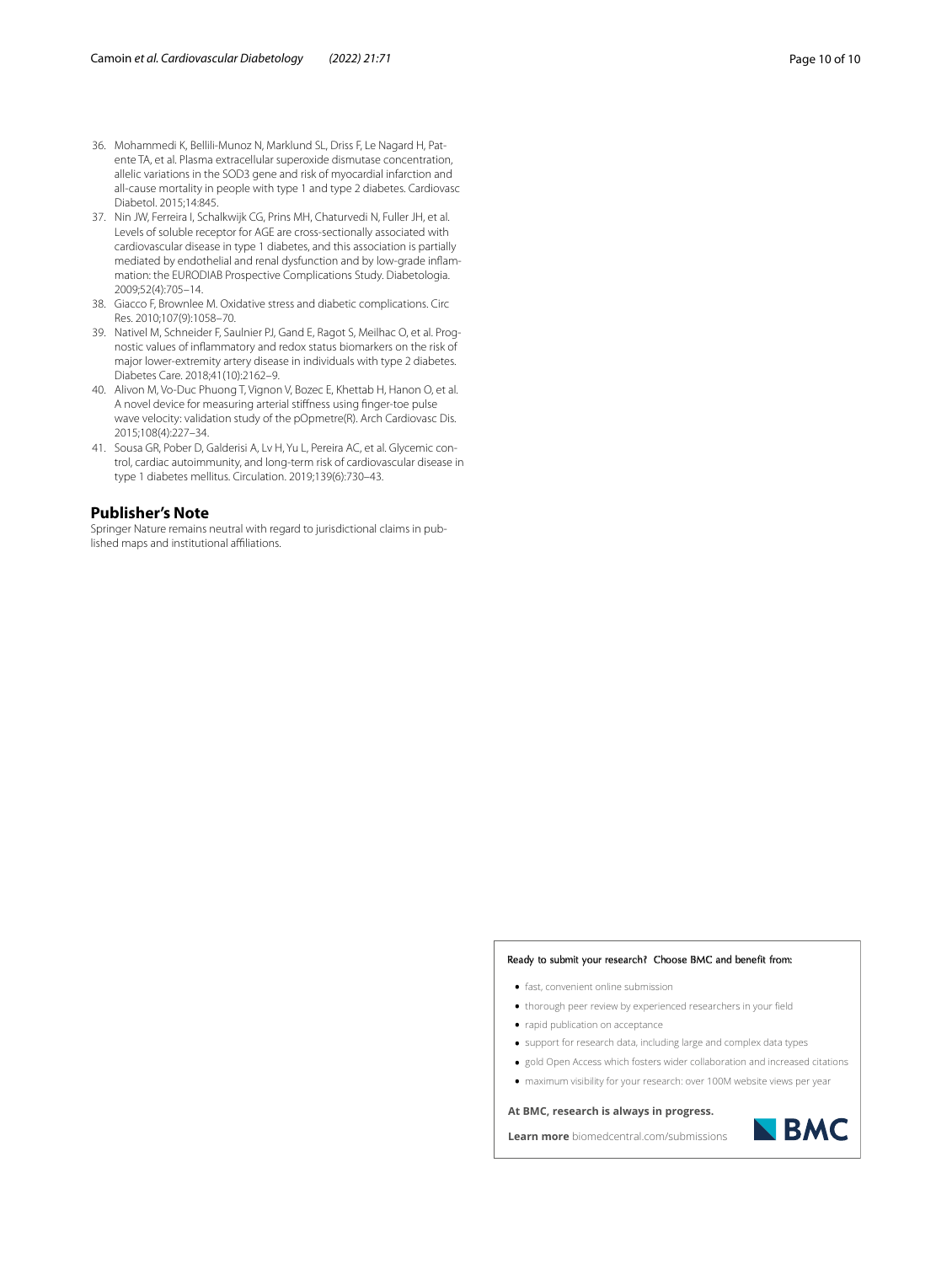36. Mohammedi K, Bellili-Munoz N, Marklund SL, Driss F, Le Nagard H, Patente TA, et al. Plasma extracellular superoxide dismutase concentration, allelic variations in the SOD3 gene and risk of myocardial infarction and all-cause mortality in people with type 1 and type 2 diabetes. Cardiovasc Diabetol. 2015;14:845.
37. Nin JW, Ferreira I, Schalkwijk CG, Prins MH, Chaturvedi N, Fuller JH, et al. Levels of soluble receptor for AGE are cross-sectionally associated with cardiovascular disease in type 1 diabetes, and this association is partially mediated by endothelial and renal dysfunction and by low-grade inflammation: the EURODIAB Prospective Complications Study. Diabetologia. 2009;52(4):705–14.
38. Giacco F, Brownlee M. Oxidative stress and diabetic complications. Circ Res. 2010;107(9):1058–70.
39. Nativel M, Schneider F, Saulnier PJ, Gand E, Ragot S, Meilhac O, et al. Prognostic values of inflammatory and redox status biomarkers on the risk of major lower-extremity artery disease in individuals with type 2 diabetes. Diabetes Care. 2018;41(10):2162–9.
40. Alivon M, Vo-Duc Phuong T, Vignon V, Bozec E, Khettab H, Hanon O, et al. A novel device for measuring arterial stiffness using finger-toe pulse wave velocity: validation study of the pOpmetre(R). Arch Cardiovasc Dis. 2015;108(4):227–34.
41. Sousa GR, Pober D, Galderisi A, Lv H, Yu L, Pereira AC, et al. Glycemic control, cardiac autoimmunity, and long-term risk of cardiovascular disease in type 1 diabetes mellitus. Circulation. 2019;139(6):730–43.

## Publisher's Note

Springer Nature remains neutral with regard to jurisdictional claims in published maps and institutional affiliations.

Ready to submit your research? Choose BMC and benefit from:

- fast, convenient online submission
- thorough peer review by experienced researchers in your field
- rapid publication on acceptance
- support for research data, including large and complex data types
- gold Open Access which fosters wider collaboration and increased citations
- maximum visibility for your research: over 100M website views per year

**At BMC, research is always in progress.**

**Learn more** biomedcentral.com/submissions